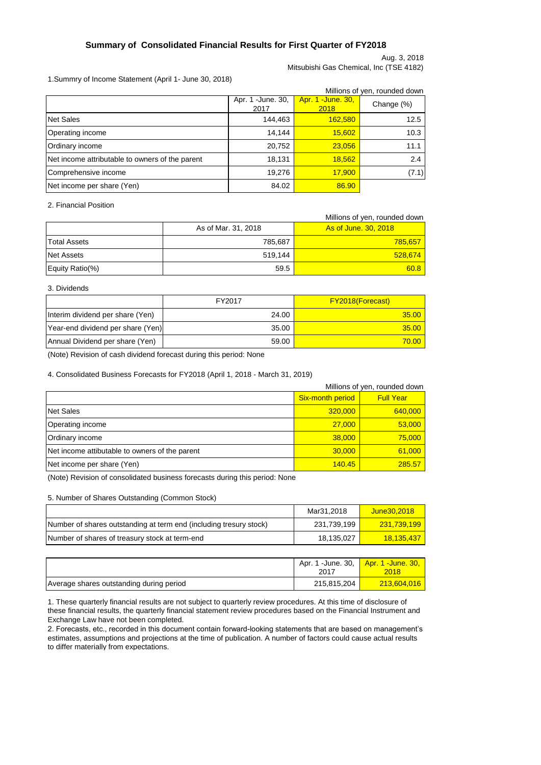# Summary of Consolidated Financial Results for First Quarter of FY2018

Aug. 3, 2018

Mitsubishi Gas Chemical, Inc (TSE 4182)

1.Summry of Income Statement (April 1- June 30, 2018)

Millions of yen, rounded down

| | Apr. 1 -June. 30, 2017 | Apr. 1 -June. 30, 2018 | Change (%) |
|---|---|---|---|
| Net Sales | 144,463 | 162,580 | 12.5 |
| Operating income | 14,144 | 15,602 | 10.3 |
| Ordinary income | 20,752 | 23,056 | 11.1 |
| Net income attributable to owners of the parent | 18,131 | 18,562 | 2.4 |
| Comprehensive income | 19,276 | 17,900 | (7.1) |
| Net income per share (Yen) | 84.02 | 86.90 | |

2. Financial Position

Millions of yen, rounded down

| | As of Mar. 31, 2018 | As of June. 30, 2018 |
|---|---|---|
| Total Assets | 785,687 | 785,657 |
| Net Assets | 519,144 | 528,674 |
| Equity Ratio(%) | 59.5 | 60.8 |

3. Dividends

| | FY2017 | FY2018(Forecast) |
|---|---|---|
| Interim dividend per share (Yen) | 24.00 | 35.00 |
| Year-end dividend per share (Yen) | 35.00 | 35.00 |
| Annual Dividend per share (Yen) | 59.00 | 70.00 |

(Note) Revision of cash dividend forecast during this period: None

4. Consolidated Business Forecasts for FY2018 (April 1, 2018 - March 31, 2019)

Millions of yen, rounded down

| | Six-month period | Full Year |
|---|---|---|
| Net Sales | 320,000 | 640,000 |
| Operating income | 27,000 | 53,000 |
| Ordinary income | 38,000 | 75,000 |
| Net income attibutable to owners of the parent | 30,000 | 61,000 |
| Net income per share (Yen) | 140.45 | 285.57 |

(Note) Revision of consolidated business forecasts during this period: None

5. Number of Shares Outstanding (Common Stock)

| | Mar31,2018 | June30,2018 |
|---|---|---|
| Number of shares outstanding at term end (including tresury stock) | 231,739,199 | 231,739,199 |
| Number of shares of treasury stock at term-end | 18,135,027 | 18,135,437 |

| | Apr. 1 -June. 30, 2017 | Apr. 1 -June. 30, 2018 |
|---|---|---|
| Average shares outstanding during period | 215,815,204 | 213,604,016 |

1. These quarterly financial results are not subject to quarterly review procedures. At this time of disclosure of these financial results, the quarterly financial statement review procedures based on the Financial Instrument and Exchange Law have not been completed.

2. Forecasts, etc., recorded in this document contain forward-looking statements that are based on management's estimates, assumptions and projections at the time of publication. A number of factors could cause actual results to differ materially from expectations.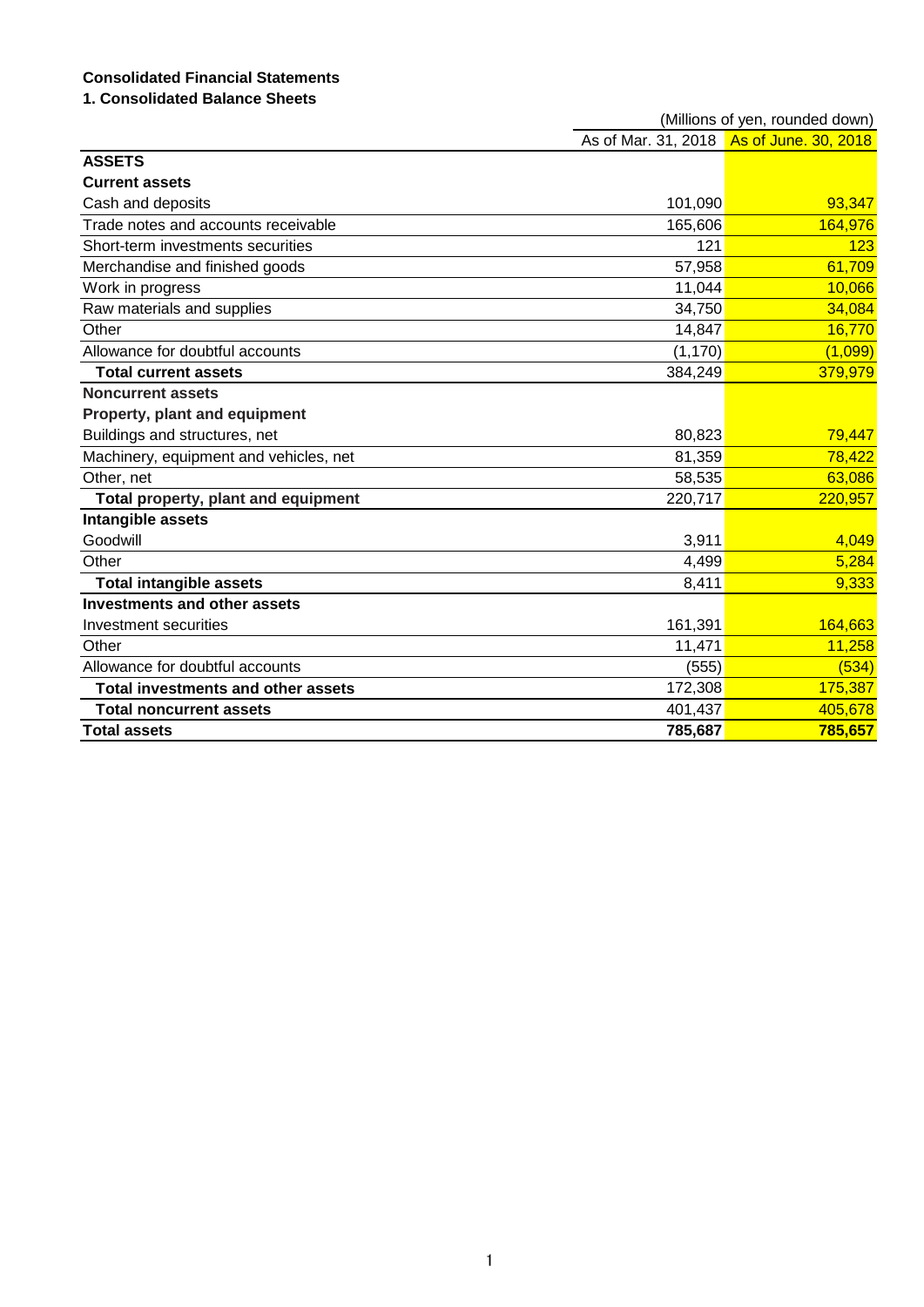## Consolidated Financial Statements

### 1. Consolidated Balance Sheets

(Millions of yen, rounded down)

| | As of Mar. 31, 2018 | As of June. 30, 2018 |
|---|---|---|
| **ASSETS** | | |
| **Current assets** | | |
| Cash and deposits | 101,090 | 93,347 |
| Trade notes and accounts receivable | 165,606 | 164,976 |
| Short-term investments securities | 121 | 123 |
| Merchandise and finished goods | 57,958 | 61,709 |
| Work in progress | 11,044 | 10,066 |
| Raw materials and supplies | 34,750 | 34,084 |
| Other | 14,847 | 16,770 |
| Allowance for doubtful accounts | (1,170) | (1,099) |
| **Total current assets** | 384,249 | 379,979 |
| **Noncurrent assets** | | |
| **Property, plant and equipment** | | |
| Buildings and structures, net | 80,823 | 79,447 |
| Machinery, equipment and vehicles, net | 81,359 | 78,422 |
| Other, net | 58,535 | 63,086 |
| **Total property, plant and equipment** | 220,717 | 220,957 |
| **Intangible assets** | | |
| Goodwill | 3,911 | 4,049 |
| Other | 4,499 | 5,284 |
| **Total intangible assets** | 8,411 | 9,333 |
| **Investments and other assets** | | |
| Investment securities | 161,391 | 164,663 |
| Other | 11,471 | 11,258 |
| Allowance for doubtful accounts | (555) | (534) |
| **Total investments and other assets** | 172,308 | 175,387 |
| **Total noncurrent assets** | 401,437 | 405,678 |
| **Total assets** | **785,687** | **785,657** |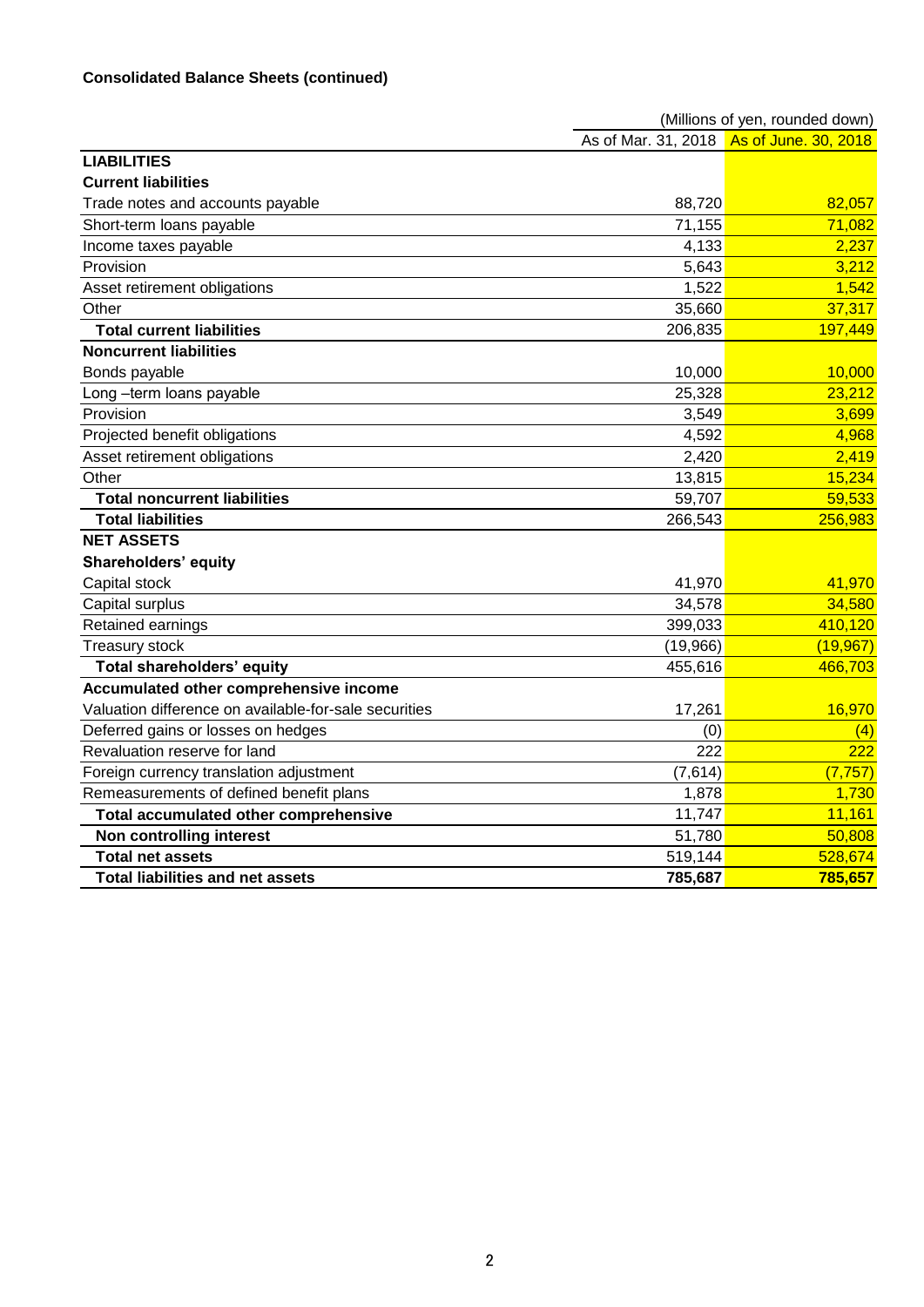**Consolidated Balance Sheets (continued)**

(Millions of yen, rounded down)

| | As of Mar. 31, 2018 | As of June. 30, 2018 |
|---|---|---|
| **LIABILITIES** | | |
| **Current liabilities** | | |
| Trade notes and accounts payable | 88,720 | 82,057 |
| Short-term loans payable | 71,155 | 71,082 |
| Income taxes payable | 4,133 | 2,237 |
| Provision | 5,643 | 3,212 |
| Asset retirement obligations | 1,522 | 1,542 |
| Other | 35,660 | 37,317 |
| **Total current liabilities** | 206,835 | 197,449 |
| **Noncurrent liabilities** | | |
| Bonds payable | 10,000 | 10,000 |
| Long –term loans payable | 25,328 | 23,212 |
| Provision | 3,549 | 3,699 |
| Projected benefit obligations | 4,592 | 4,968 |
| Asset retirement obligations | 2,420 | 2,419 |
| Other | 13,815 | 15,234 |
| **Total noncurrent liabilities** | 59,707 | 59,533 |
| **Total liabilities** | 266,543 | 256,983 |
| **NET ASSETS** | | |
| **Shareholders' equity** | | |
| Capital stock | 41,970 | 41,970 |
| Capital surplus | 34,578 | 34,580 |
| Retained earnings | 399,033 | 410,120 |
| Treasury stock | (19,966) | (19,967) |
| **Total shareholders' equity** | 455,616 | 466,703 |
| **Accumulated other comprehensive income** | | |
| Valuation difference on available-for-sale securities | 17,261 | 16,970 |
| Deferred gains or losses on hedges | (0) | (4) |
| Revaluation reserve for land | 222 | 222 |
| Foreign currency translation adjustment | (7,614) | (7,757) |
| Remeasurements of defined benefit plans | 1,878 | 1,730 |
| **Total accumulated other comprehensive** | 11,747 | 11,161 |
| **Non controlling interest** | 51,780 | 50,808 |
| **Total net assets** | 519,144 | 528,674 |
| **Total liabilities and net assets** | **785,687** | **785,657** |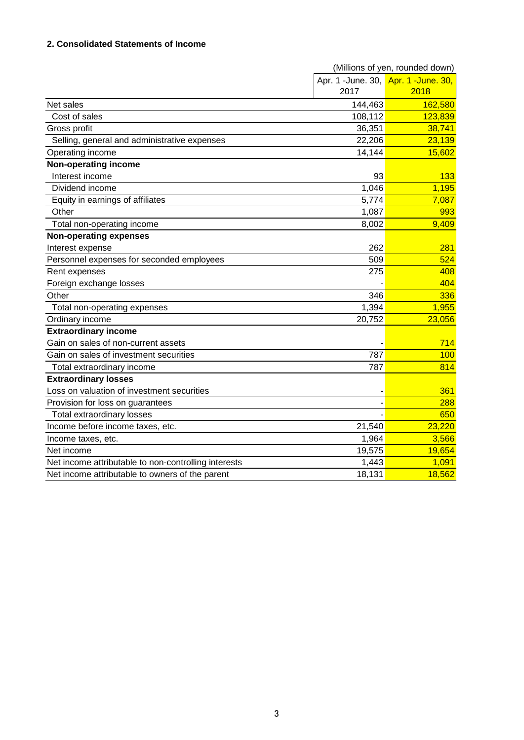#### 2. Consolidated Statements of Income

(Millions of yen, rounded down)

| | Apr. 1 -June. 30, 2017 | Apr. 1 -June. 30, 2018 |
|---|---|---|
| Net sales | 144,463 | 162,580 |
| Cost of sales | 108,112 | 123,839 |
| Gross profit | 36,351 | 38,741 |
| Selling, general and administrative expenses | 22,206 | 23,139 |
| Operating income | 14,144 | 15,602 |
| **Non-operating income** | | |
| Interest income | 93 | 133 |
| Dividend income | 1,046 | 1,195 |
| Equity in earnings of affiliates | 5,774 | 7,087 |
| Other | 1,087 | 993 |
| Total non-operating income | 8,002 | 9,409 |
| **Non-operating expenses** | | |
| Interest expense | 262 | 281 |
| Personnel expenses for seconded employees | 509 | 524 |
| Rent expenses | 275 | 408 |
| Foreign exchange losses | - | 404 |
| Other | 346 | 336 |
| Total non-operating expenses | 1,394 | 1,955 |
| Ordinary income | 20,752 | 23,056 |
| **Extraordinary income** | | |
| Gain on sales of non-current assets | - | 714 |
| Gain on sales of investment securities | 787 | 100 |
| Total extraordinary income | 787 | 814 |
| **Extraordinary losses** | | |
| Loss on valuation of investment securities | - | 361 |
| Provision for loss on guarantees | - | 288 |
| Total extraordinary losses | - | 650 |
| Income before income taxes, etc. | 21,540 | 23,220 |
| Income taxes, etc. | 1,964 | 3,566 |
| Net income | 19,575 | 19,654 |
| Net income attributable to non-controlling interests | 1,443 | 1,091 |
| Net income attributable to owners of the parent | 18,131 | 18,562 |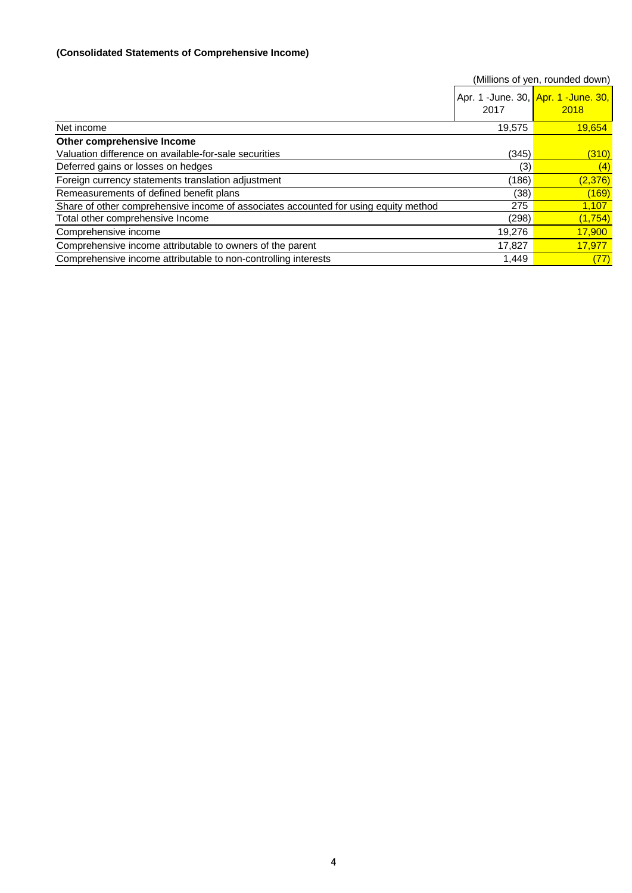**(Consolidated Statements of Comprehensive Income)**

(Millions of yen, rounded down)

| | Apr. 1 -June. 30, 2017 | Apr. 1 -June. 30, 2018 |
|---|---|---|
| Net income | 19,575 | 19,654 |
| **Other comprehensive Income** | | |
| Valuation difference on available-for-sale securities | (345) | (310) |
| Deferred gains or losses on hedges | (3) | (4) |
| Foreign currency statements translation adjustment | (186) | (2,376) |
| Remeasurements of defined benefit plans | (38) | (169) |
| Share of other comprehensive income of associates accounted for using equity method | 275 | 1,107 |
| Total other comprehensive Income | (298) | (1,754) |
| Comprehensive income | 19,276 | 17,900 |
| Comprehensive income attributable to owners of the parent | 17,827 | 17,977 |
| Comprehensive income attributable to non-controlling interests | 1,449 | (77) |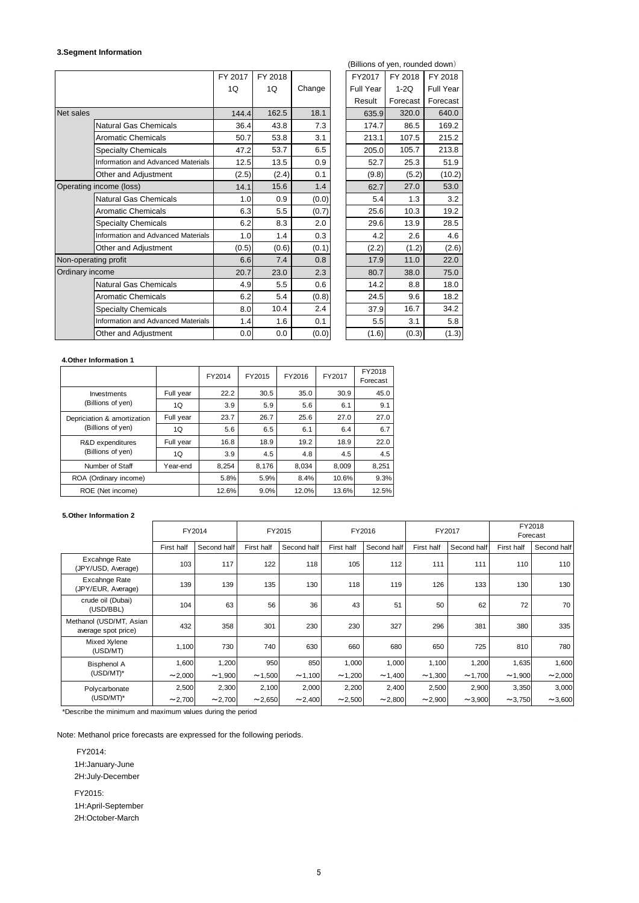### 3.Segment Information

(Billions of yen, rounded down)

| | | FY 2017 1Q | FY 2018 1Q | Change | FY2017 Full Year Result | FY 2018 1-2Q Forecast | FY 2018 Full Year Forecast |
|---|---|---|---|---|---|---|---|
| Net sales | | 144.4 | 162.5 | 18.1 | 635.9 | 320.0 | 640.0 |
| | Natural Gas Chemicals | 36.4 | 43.8 | 7.3 | 174.7 | 86.5 | 169.2 |
| | Aromatic Chemicals | 50.7 | 53.8 | 3.1 | 213.1 | 107.5 | 215.2 |
| | Specialty Chemicals | 47.2 | 53.7 | 6.5 | 205.0 | 105.7 | 213.8 |
| | Information and Advanced Materials | 12.5 | 13.5 | 0.9 | 52.7 | 25.3 | 51.9 |
| | Other and Adjustment | (2.5) | (2.4) | 0.1 | (9.8) | (5.2) | (10.2) |
| Operating income (loss) | | 14.1 | 15.6 | 1.4 | 62.7 | 27.0 | 53.0 |
| | Natural Gas Chemicals | 1.0 | 0.9 | (0.0) | 5.4 | 1.3 | 3.2 |
| | Aromatic Chemicals | 6.3 | 5.5 | (0.7) | 25.6 | 10.3 | 19.2 |
| | Specialty Chemicals | 6.2 | 8.3 | 2.0 | 29.6 | 13.9 | 28.5 |
| | Information and Advanced Materials | 1.0 | 1.4 | 0.3 | 4.2 | 2.6 | 4.6 |
| | Other and Adjustment | (0.5) | (0.6) | (0.1) | (2.2) | (1.2) | (2.6) |
| Non-operating profit | | 6.6 | 7.4 | 0.8 | 17.9 | 11.0 | 22.0 |
| Ordinary income | | 20.7 | 23.0 | 2.3 | 80.7 | 38.0 | 75.0 |
| | Natural Gas Chemicals | 4.9 | 5.5 | 0.6 | 14.2 | 8.8 | 18.0 |
| | Aromatic Chemicals | 6.2 | 5.4 | (0.8) | 24.5 | 9.6 | 18.2 |
| | Specialty Chemicals | 8.0 | 10.4 | 2.4 | 37.9 | 16.7 | 34.2 |
| | Information and Advanced Materials | 1.4 | 1.6 | 0.1 | 5.5 | 3.1 | 5.8 |
| | Other and Adjustment | 0.0 | 0.0 | (0.0) | (1.6) | (0.3) | (1.3) |

### 4.Other Information 1

| | | FY2014 | FY2015 | FY2016 | FY2017 | FY2018 Forecast |
|---|---|---|---|---|---|---|
| Investments (Billions of yen) | Full year | 22.2 | 30.5 | 35.0 | 30.9 | 45.0 |
| | 1Q | 3.9 | 5.9 | 5.6 | 6.1 | 9.1 |
| Depriciation & amortization (Billions of yen) | Full year | 23.7 | 26.7 | 25.6 | 27.0 | 27.0 |
| | 1Q | 5.6 | 6.5 | 6.1 | 6.4 | 6.7 |
| R&D expenditures (Billions of yen) | Full year | 16.8 | 18.9 | 19.2 | 18.9 | 22.0 |
| | 1Q | 3.9 | 4.5 | 4.8 | 4.5 | 4.5 |
| Number of Staff | Year-end | 8,254 | 8,176 | 8,034 | 8,009 | 8,251 |
| ROA (Ordinary income) | | 5.8% | 5.9% | 8.4% | 10.6% | 9.3% |
| ROE (Net income) | | 12.6% | 9.0% | 12.0% | 13.6% | 12.5% |

### 5.Other Information 2

| | FY2014 | | FY2015 | | FY2016 | | FY2017 | | FY2018 Forecast | |
|---|---|---|---|---|---|---|---|---|---|---|
| | First half | Second half | First half | Second half | First half | Second half | First half | Second half | First half | Second half |
| Excahnge Rate (JPY/USD, Average) | 103 | 117 | 122 | 118 | 105 | 112 | 111 | 111 | 110 | 110 |
| Excahnge Rate (JPY/EUR, Average) | 139 | 139 | 135 | 130 | 118 | 119 | 126 | 133 | 130 | 130 |
| crude oil (Dubai) (USD/BBL) | 104 | 63 | 56 | 36 | 43 | 51 | 50 | 62 | 72 | 70 |
| Methanol (USD/MT, Asian average spot price) | 432 | 358 | 301 | 230 | 230 | 327 | 296 | 381 | 380 | 335 |
| Mixed Xylene (USD/MT) | 1,100 | 730 | 740 | 630 | 660 | 680 | 650 | 725 | 810 | 780 |
| Bisphenol A (USD/MT)* | 1,600 ～2,000 | 1,200 ～1,900 | 950 ～1,500 | 850 ～1,100 | 1,000 ～1,200 | 1,000 ～1,400 | 1,100 ～1,300 | 1,200 ～1,700 | 1,635 ～1,900 | 1,600 ～2,000 |
| Polycarbonate (USD/MT)* | 2,500 ～2,700 | 2,300 ～2,700 | 2,100 ～2,650 | 2,000 ～2,400 | 2,200 ～2,500 | 2,400 ～2,800 | 2,500 ～2,900 | 2,900 ～3,900 | 3,350 ～3,750 | 3,000 ～3,600 |

*Describe the minimum and maximum values during the period

Note: Methanol price forecasts are expressed for the following periods.

FY2014:

1H:January-June

2H:July-December

FY2015:

1H:April-September

2H:October-March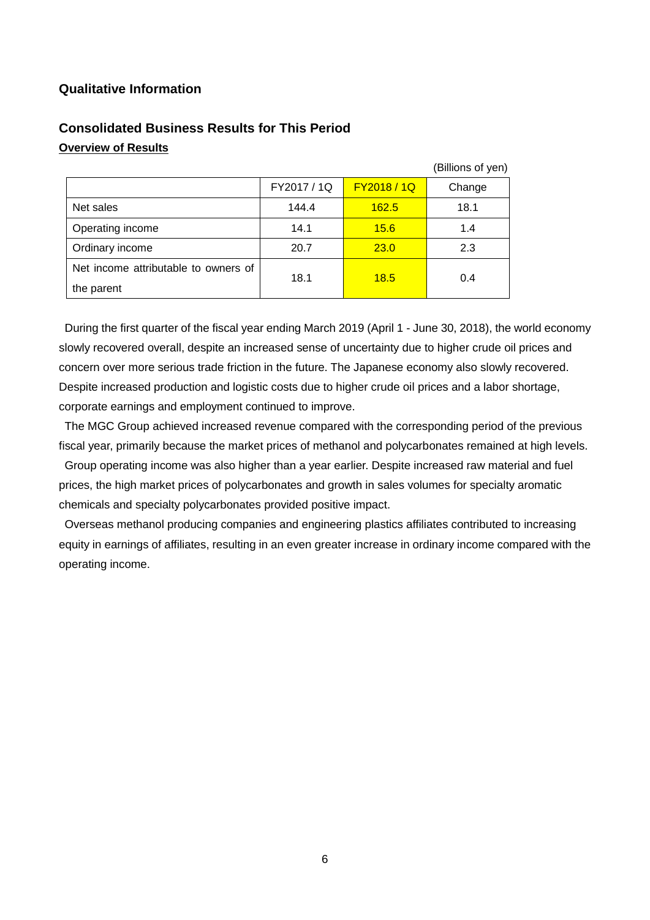## Qualitative Information

## Consolidated Business Results for This Period

**Overview of Results**

(Billions of yen)

| | FY2017 / 1Q | FY2018 / 1Q | Change |
|---|---|---|---|
| Net sales | 144.4 | 162.5 | 18.1 |
| Operating income | 14.1 | 15.6 | 1.4 |
| Ordinary income | 20.7 | 23.0 | 2.3 |
| Net income attributable to owners of the parent | 18.1 | 18.5 | 0.4 |

During the first quarter of the fiscal year ending March 2019 (April 1 - June 30, 2018), the world economy slowly recovered overall, despite an increased sense of uncertainty due to higher crude oil prices and concern over more serious trade friction in the future. The Japanese economy also slowly recovered. Despite increased production and logistic costs due to higher crude oil prices and a labor shortage, corporate earnings and employment continued to improve.

The MGC Group achieved increased revenue compared with the corresponding period of the previous fiscal year, primarily because the market prices of methanol and polycarbonates remained at high levels.

Group operating income was also higher than a year earlier. Despite increased raw material and fuel prices, the high market prices of polycarbonates and growth in sales volumes for specialty aromatic chemicals and specialty polycarbonates provided positive impact.

Overseas methanol producing companies and engineering plastics affiliates contributed to increasing equity in earnings of affiliates, resulting in an even greater increase in ordinary income compared with the operating income.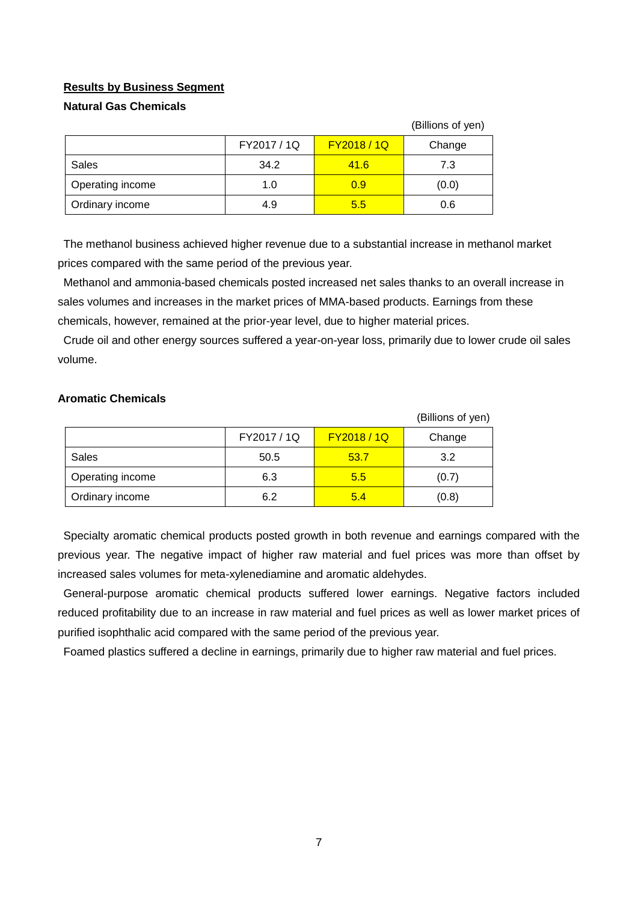## Results by Business Segment

### Natural Gas Chemicals

(Billions of yen)

| | FY2017 / 1Q | FY2018 / 1Q | Change |
|---|---|---|---|
| Sales | 34.2 | 41.6 | 7.3 |
| Operating income | 1.0 | 0.9 | (0.0) |
| Ordinary income | 4.9 | 5.5 | 0.6 |

The methanol business achieved higher revenue due to a substantial increase in methanol market prices compared with the same period of the previous year.

Methanol and ammonia-based chemicals posted increased net sales thanks to an overall increase in sales volumes and increases in the market prices of MMA-based products. Earnings from these chemicals, however, remained at the prior-year level, due to higher material prices.

Crude oil and other energy sources suffered a year-on-year loss, primarily due to lower crude oil sales volume.

### Aromatic Chemicals

(Billions of yen)

| | FY2017 / 1Q | FY2018 / 1Q | Change |
|---|---|---|---|
| Sales | 50.5 | 53.7 | 3.2 |
| Operating income | 6.3 | 5.5 | (0.7) |
| Ordinary income | 6.2 | 5.4 | (0.8) |

Specialty aromatic chemical products posted growth in both revenue and earnings compared with the previous year. The negative impact of higher raw material and fuel prices was more than offset by increased sales volumes for meta-xylenediamine and aromatic aldehydes.

General-purpose aromatic chemical products suffered lower earnings. Negative factors included reduced profitability due to an increase in raw material and fuel prices as well as lower market prices of purified isophthalic acid compared with the same period of the previous year.

Foamed plastics suffered a decline in earnings, primarily due to higher raw material and fuel prices.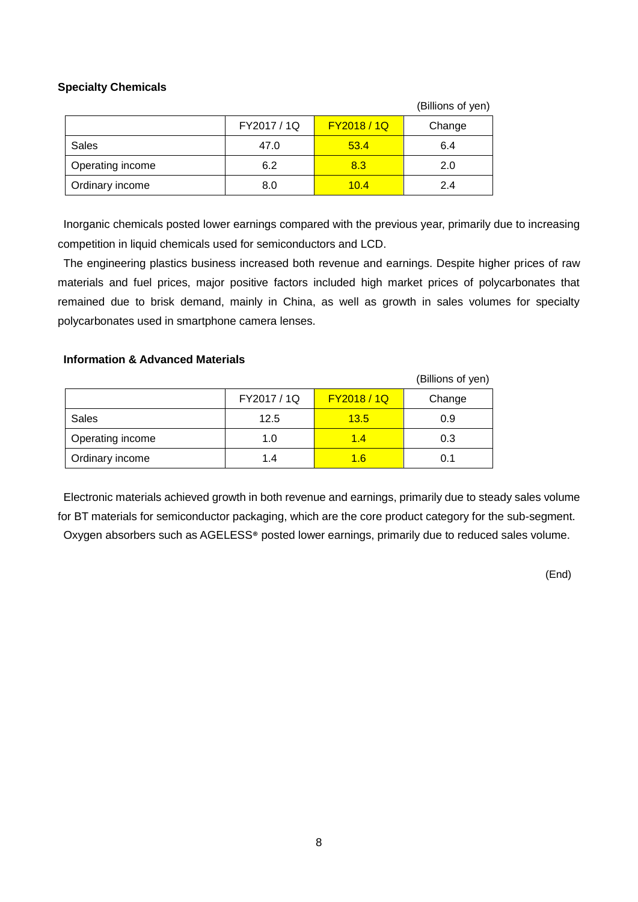**Specialty Chemicals**

(Billions of yen)

| | FY2017 / 1Q | FY2018 / 1Q | Change |
|---|---|---|---|
| Sales | 47.0 | 53.4 | 6.4 |
| Operating income | 6.2 | 8.3 | 2.0 |
| Ordinary income | 8.0 | 10.4 | 2.4 |

Inorganic chemicals posted lower earnings compared with the previous year, primarily due to increasing competition in liquid chemicals used for semiconductors and LCD.

The engineering plastics business increased both revenue and earnings. Despite higher prices of raw materials and fuel prices, major positive factors included high market prices of polycarbonates that remained due to brisk demand, mainly in China, as well as growth in sales volumes for specialty polycarbonates used in smartphone camera lenses.

**Information & Advanced Materials**

(Billions of yen)

| | FY2017 / 1Q | FY2018 / 1Q | Change |
|---|---|---|---|
| Sales | 12.5 | 13.5 | 0.9 |
| Operating income | 1.0 | 1.4 | 0.3 |
| Ordinary income | 1.4 | 1.6 | 0.1 |

Electronic materials achieved growth in both revenue and earnings, primarily due to steady sales volume for BT materials for semiconductor packaging, which are the core product category for the sub-segment.

Oxygen absorbers such as AGELESS® posted lower earnings, primarily due to reduced sales volume.

(End)